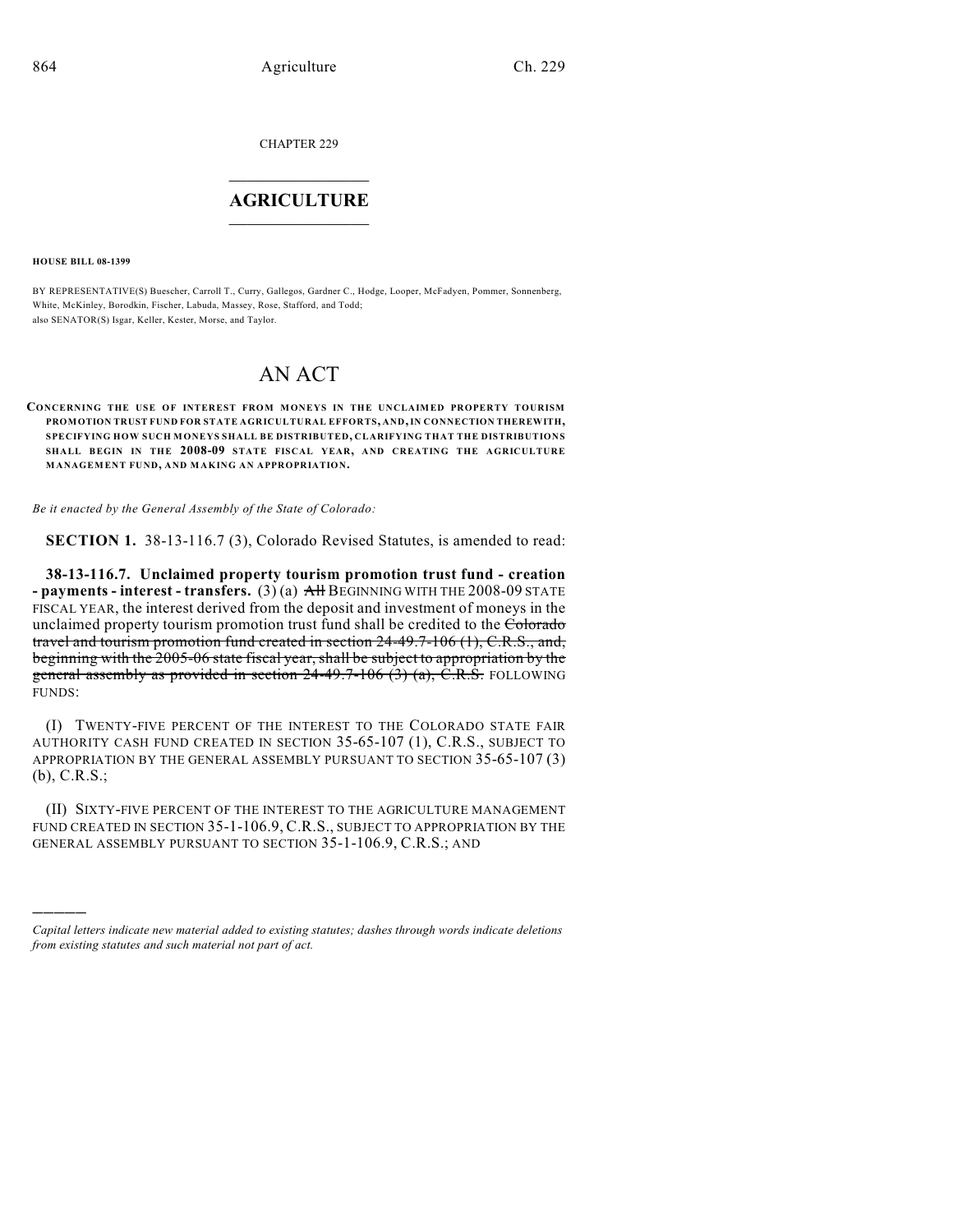CHAPTER 229

# AGRICULTURE

**HOUSE BILL 08-1399**

BY REPRESENTATIVE(S) Buescher, Carroll T., Curry, Gallegos, Gardner C., Hodge, Looper, McFadyen, Pommer, Sonnenberg, White, McKinley, Borodkin, Fischer, Labuda, Massey, Rose, Stafford, and Todd;
also SENATOR(S) Isgar, Keller, Kester, Morse, and Taylor.

# AN ACT

**CONCERNING THE USE OF INTEREST FROM MONEYS IN THE UNCLAIMED PROPERTY TOURISM PROMOTION TRUST FUND FOR STATE AGRICULTURAL EFFORTS, AND, IN CONNECTION THEREWITH, SPECIFYING HOW SUCH MONEYS SHALL BE DISTRIBUTED, CLARIFYING THAT THE DISTRIBUTIONS SHALL BEGIN IN THE 2008-09 STATE FISCAL YEAR, AND CREATING THE AGRICULTURE MANAGEMENT FUND, AND MAKING AN APPROPRIATION.**

*Be it enacted by the General Assembly of the State of Colorado:*

**SECTION 1.** 38-13-116.7 (3), Colorado Revised Statutes, is amended to read:

**38-13-116.7. Unclaimed property tourism promotion trust fund - creation - payments - interest - transfers.** (3) (a) ~~All~~ BEGINNING WITH THE 2008-09 STATE FISCAL YEAR, the interest derived from the deposit and investment of moneys in the unclaimed property tourism promotion trust fund shall be credited to the ~~Colorado travel and tourism promotion fund created in section 24-49.7-106 (1), C.R.S., and, beginning with the 2005-06 state fiscal year, shall be subject to appropriation by the general assembly as provided in section 24-49.7-106 (3) (a), C.R.S.~~ FOLLOWING FUNDS:

(I) TWENTY-FIVE PERCENT OF THE INTEREST TO THE COLORADO STATE FAIR AUTHORITY CASH FUND CREATED IN SECTION 35-65-107 (1), C.R.S., SUBJECT TO APPROPRIATION BY THE GENERAL ASSEMBLY PURSUANT TO SECTION 35-65-107 (3) (b), C.R.S.;

(II) SIXTY-FIVE PERCENT OF THE INTEREST TO THE AGRICULTURE MANAGEMENT FUND CREATED IN SECTION 35-1-106.9, C.R.S., SUBJECT TO APPROPRIATION BY THE GENERAL ASSEMBLY PURSUANT TO SECTION 35-1-106.9, C.R.S.; AND

---

*Capital letters indicate new material added to existing statutes; dashes through words indicate deletions from existing statutes and such material not part of act.*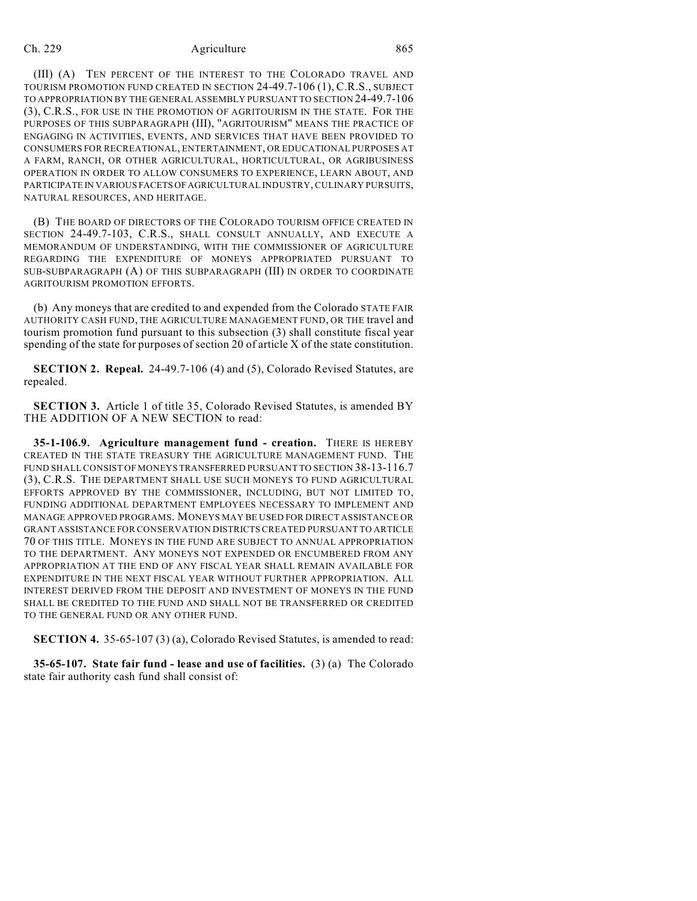(III) (A) TEN PERCENT OF THE INTEREST TO THE COLORADO TRAVEL AND TOURISM PROMOTION FUND CREATED IN SECTION 24-49.7-106 (1), C.R.S., SUBJECT TO APPROPRIATION BY THE GENERAL ASSEMBLY PURSUANT TO SECTION 24-49.7-106 (3), C.R.S., FOR USE IN THE PROMOTION OF AGRITOURISM IN THE STATE. FOR THE PURPOSES OF THIS SUBPARAGRAPH (III), "AGRITOURISM" MEANS THE PRACTICE OF ENGAGING IN ACTIVITIES, EVENTS, AND SERVICES THAT HAVE BEEN PROVIDED TO CONSUMERS FOR RECREATIONAL, ENTERTAINMENT, OR EDUCATIONAL PURPOSES AT A FARM, RANCH, OR OTHER AGRICULTURAL, HORTICULTURAL, OR AGRIBUSINESS OPERATION IN ORDER TO ALLOW CONSUMERS TO EXPERIENCE, LEARN ABOUT, AND PARTICIPATE IN VARIOUS FACETS OF AGRICULTURAL INDUSTRY, CULINARY PURSUITS, NATURAL RESOURCES, AND HERITAGE.

(B) THE BOARD OF DIRECTORS OF THE COLORADO TOURISM OFFICE CREATED IN SECTION 24-49.7-103, C.R.S., SHALL CONSULT ANNUALLY, AND EXECUTE A MEMORANDUM OF UNDERSTANDING, WITH THE COMMISSIONER OF AGRICULTURE REGARDING THE EXPENDITURE OF MONEYS APPROPRIATED PURSUANT TO SUB-SUBPARAGRAPH (A) OF THIS SUBPARAGRAPH (III) IN ORDER TO COORDINATE AGRITOURISM PROMOTION EFFORTS.

(b) Any moneys that are credited to and expended from the Colorado STATE FAIR AUTHORITY CASH FUND, THE AGRICULTURE MANAGEMENT FUND, OR THE travel and tourism promotion fund pursuant to this subsection (3) shall constitute fiscal year spending of the state for purposes of section 20 of article X of the state constitution.

**SECTION 2. Repeal.** 24-49.7-106 (4) and (5), Colorado Revised Statutes, are repealed.

**SECTION 3.** Article 1 of title 35, Colorado Revised Statutes, is amended BY THE ADDITION OF A NEW SECTION to read:

**35-1-106.9. Agriculture management fund - creation.** THERE IS HEREBY CREATED IN THE STATE TREASURY THE AGRICULTURE MANAGEMENT FUND. THE FUND SHALL CONSIST OF MONEYS TRANSFERRED PURSUANT TO SECTION 38-13-116.7 (3), C.R.S. THE DEPARTMENT SHALL USE SUCH MONEYS TO FUND AGRICULTURAL EFFORTS APPROVED BY THE COMMISSIONER, INCLUDING, BUT NOT LIMITED TO, FUNDING ADDITIONAL DEPARTMENT EMPLOYEES NECESSARY TO IMPLEMENT AND MANAGE APPROVED PROGRAMS. MONEYS MAY BE USED FOR DIRECT ASSISTANCE OR GRANT ASSISTANCE FOR CONSERVATION DISTRICTS CREATED PURSUANT TO ARTICLE 70 OF THIS TITLE. MONEYS IN THE FUND ARE SUBJECT TO ANNUAL APPROPRIATION TO THE DEPARTMENT. ANY MONEYS NOT EXPENDED OR ENCUMBERED FROM ANY APPROPRIATION AT THE END OF ANY FISCAL YEAR SHALL REMAIN AVAILABLE FOR EXPENDITURE IN THE NEXT FISCAL YEAR WITHOUT FURTHER APPROPRIATION. ALL INTEREST DERIVED FROM THE DEPOSIT AND INVESTMENT OF MONEYS IN THE FUND SHALL BE CREDITED TO THE FUND AND SHALL NOT BE TRANSFERRED OR CREDITED TO THE GENERAL FUND OR ANY OTHER FUND.

**SECTION 4.** 35-65-107 (3) (a), Colorado Revised Statutes, is amended to read:

**35-65-107. State fair fund - lease and use of facilities.** (3) (a) The Colorado state fair authority cash fund shall consist of: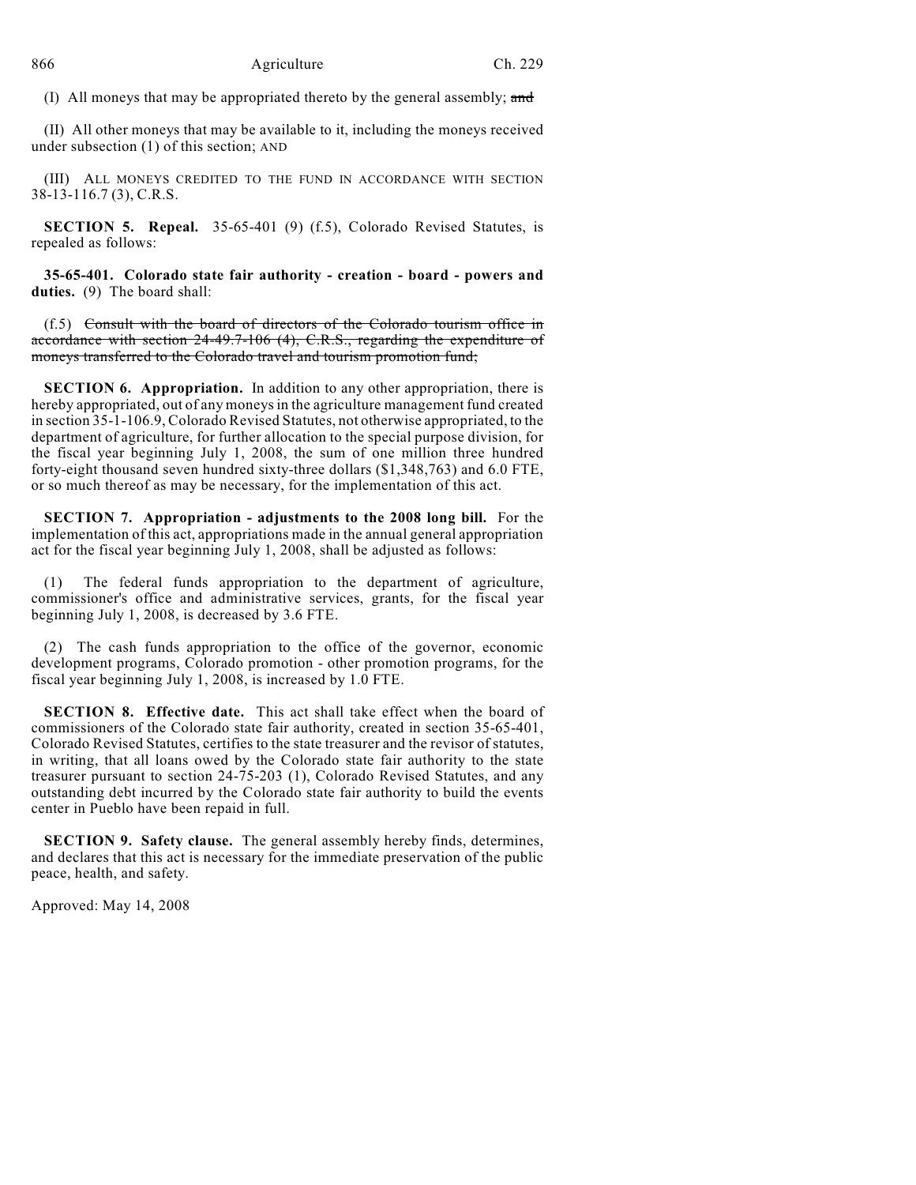(I) All moneys that may be appropriated thereto by the general assembly; ~~and~~

(II) All other moneys that may be available to it, including the moneys received under subsection (1) of this section; AND

(III) ALL MONEYS CREDITED TO THE FUND IN ACCORDANCE WITH SECTION 38-13-116.7 (3), C.R.S.

**SECTION 5. Repeal.** 35-65-401 (9) (f.5), Colorado Revised Statutes, is repealed as follows:

**35-65-401. Colorado state fair authority - creation - board - powers and duties.** (9) The board shall:

(f.5) ~~Consult with the board of directors of the Colorado tourism office in accordance with section 24-49.7-106 (4), C.R.S., regarding the expenditure of moneys transferred to the Colorado travel and tourism promotion fund;~~

**SECTION 6. Appropriation.** In addition to any other appropriation, there is hereby appropriated, out of any moneys in the agriculture management fund created in section 35-1-106.9, Colorado Revised Statutes, not otherwise appropriated, to the department of agriculture, for further allocation to the special purpose division, for the fiscal year beginning July 1, 2008, the sum of one million three hundred forty-eight thousand seven hundred sixty-three dollars ($1,348,763) and 6.0 FTE, or so much thereof as may be necessary, for the implementation of this act.

**SECTION 7. Appropriation - adjustments to the 2008 long bill.** For the implementation of this act, appropriations made in the annual general appropriation act for the fiscal year beginning July 1, 2008, shall be adjusted as follows:

(1) The federal funds appropriation to the department of agriculture, commissioner's office and administrative services, grants, for the fiscal year beginning July 1, 2008, is decreased by 3.6 FTE.

(2) The cash funds appropriation to the office of the governor, economic development programs, Colorado promotion - other promotion programs, for the fiscal year beginning July 1, 2008, is increased by 1.0 FTE.

**SECTION 8. Effective date.** This act shall take effect when the board of commissioners of the Colorado state fair authority, created in section 35-65-401, Colorado Revised Statutes, certifies to the state treasurer and the revisor of statutes, in writing, that all loans owed by the Colorado state fair authority to the state treasurer pursuant to section 24-75-203 (1), Colorado Revised Statutes, and any outstanding debt incurred by the Colorado state fair authority to build the events center in Pueblo have been repaid in full.

**SECTION 9. Safety clause.** The general assembly hereby finds, determines, and declares that this act is necessary for the immediate preservation of the public peace, health, and safety.

Approved: May 14, 2008